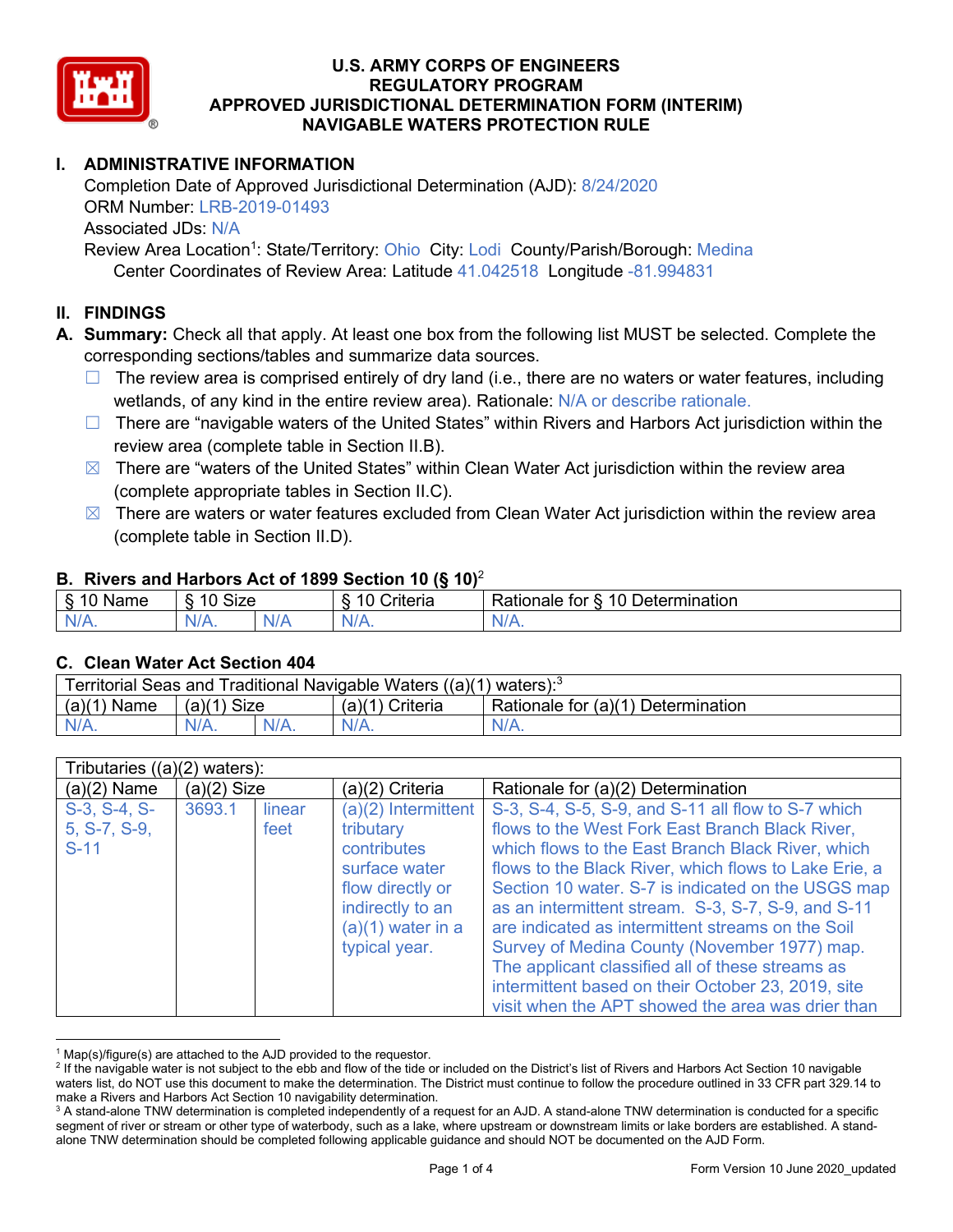# U.S. ARMY CORPS OF ENGINEERS
# REGULATORY PROGRAM
# APPROVED JURISDICTIONAL DETERMINATION FORM (INTERIM)
# NAVIGABLE WATERS PROTECTION RULE

## I. ADMINISTRATIVE INFORMATION

Completion Date of Approved Jurisdictional Determination (AJD): 8/24/2020
ORM Number: LRB-2019-01493
Associated JDs: N/A
Review Area Location[1]: State/Territory: Ohio City: Lodi County/Parish/Borough: Medina
Center Coordinates of Review Area: Latitude 41.042518 Longitude -81.994831

## II. FINDINGS

**A. Summary:** Check all that apply. At least one box from the following list MUST be selected. Complete the corresponding sections/tables and summarize data sources.

- ☐ The review area is comprised entirely of dry land (i.e., there are no waters or water features, including wetlands, of any kind in the entire review area). Rationale: N/A or describe rationale.
- ☐ There are "navigable waters of the United States" within Rivers and Harbors Act jurisdiction within the review area (complete table in Section II.B).
- ☒ There are "waters of the United States" within Clean Water Act jurisdiction within the review area (complete appropriate tables in Section II.C).
- ☒ There are waters or water features excluded from Clean Water Act jurisdiction within the review area (complete table in Section II.D).

### B. Rivers and Harbors Act of 1899 Section 10 (§ 10)[2]

| § 10 Name | § 10 Size | | § 10 Criteria | Rationale for § 10 Determination |
|---|---|---|---|---|
| N/A. | N/A. | N/A | N/A. | N/A. |

### C. Clean Water Act Section 404

| Territorial Seas and Traditional Navigable Waters ((a)(1) waters):[3] | | | | |
|---|---|---|---|---|
| (a)(1) Name | (a)(1) Size | | (a)(1) Criteria | Rationale for (a)(1) Determination |
| N/A. | N/A. | N/A. | N/A. | N/A. |

| Tributaries ((a)(2) waters): | | | | |
|---|---|---|---|---|
| (a)(2) Name | (a)(2) Size | | (a)(2) Criteria | Rationale for (a)(2) Determination |
| S-3, S-4, S-5, S-7, S-9, S-11 | 3693.1 | linear feet | (a)(2) Intermittent tributary contributes surface water flow directly or indirectly to an (a)(1) water in a typical year. | S-3, S-4, S-5, S-9, and S-11 all flow to S-7 which flows to the West Fork East Branch Black River, which flows to the East Branch Black River, which flows to the Black River, which flows to Lake Erie, a Section 10 water. S-7 is indicated on the USGS map as an intermittent stream. S-3, S-7, S-9, and S-11 are indicated as intermittent streams on the Soil Survey of Medina County (November 1977) map. The applicant classified all of these streams as intermittent based on their October 23, 2019, site visit when the APT showed the area was drier than |

[1] Map(s)/figure(s) are attached to the AJD provided to the requestor.
[2] If the navigable water is not subject to the ebb and flow of the tide or included on the District's list of Rivers and Harbors Act Section 10 navigable waters list, do NOT use this document to make the determination. The District must continue to follow the procedure outlined in 33 CFR part 329.14 to make a Rivers and Harbors Act Section 10 navigability determination.
[3] A stand-alone TNW determination is completed independently of a request for an AJD. A stand-alone TNW determination is conducted for a specific segment of river or stream or other type of waterbody, such as a lake, where upstream or downstream limits or lake borders are established. A stand-alone TNW determination should be completed following applicable guidance and should NOT be documented on the AJD Form.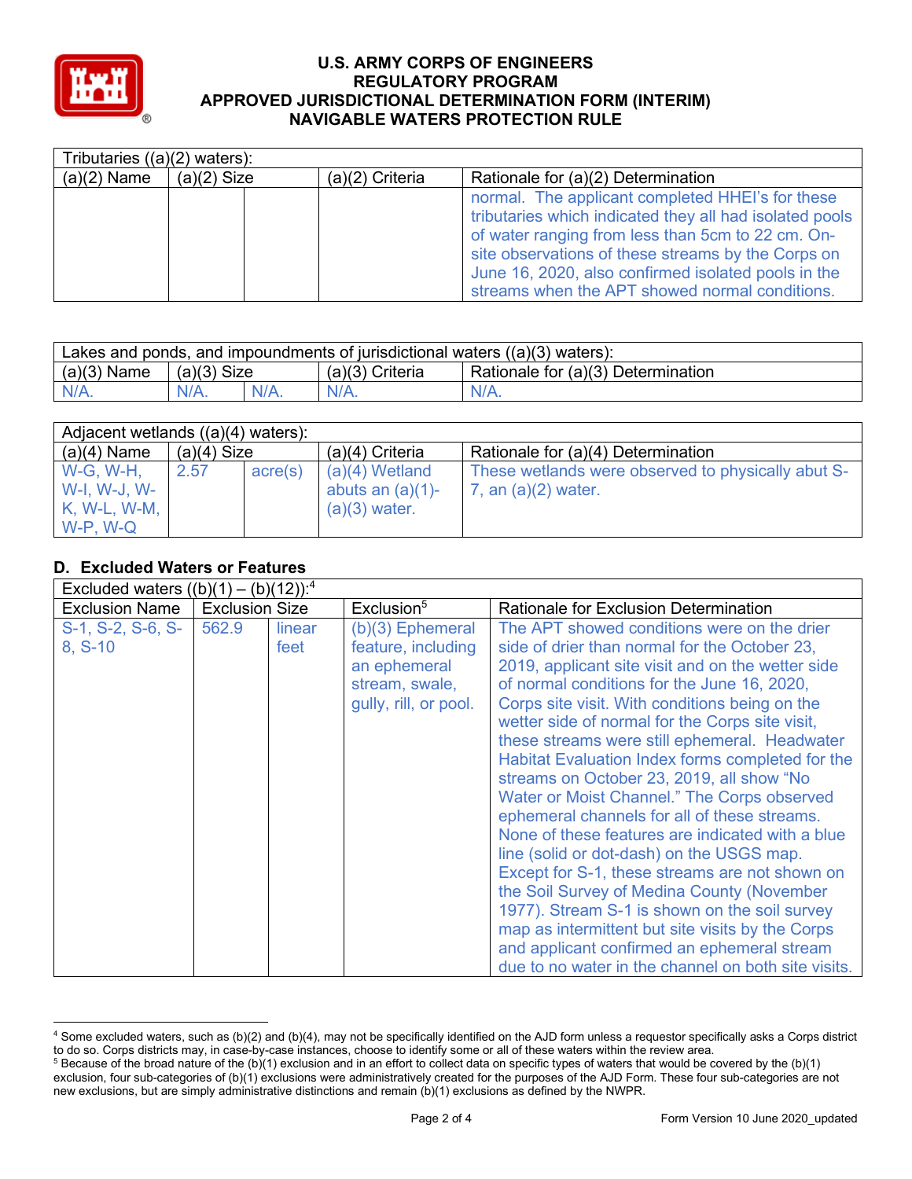# U.S. ARMY CORPS OF ENGINEERS
## REGULATORY PROGRAM
## APPROVED JURISDICTIONAL DETERMINATION FORM (INTERIM)
## NAVIGABLE WATERS PROTECTION RULE

| Tributaries ((a)(2) waters): | | | | |
|---|---|---|---|---|
| (a)(2) Name | (a)(2) Size | | (a)(2) Criteria | Rationale for (a)(2) Determination |
| | | | | normal. The applicant completed HHEI's for these tributaries which indicated they all had isolated pools of water ranging from less than 5cm to 22 cm. On-site observations of these streams by the Corps on June 16, 2020, also confirmed isolated pools in the streams when the APT showed normal conditions. |

| Lakes and ponds, and impoundments of jurisdictional waters ((a)(3) waters): | | | | |
|---|---|---|---|---|
| (a)(3) Name | (a)(3) Size | | (a)(3) Criteria | Rationale for (a)(3) Determination |
| N/A. | N/A. | N/A. | N/A. | N/A. |

| Adjacent wetlands ((a)(4) waters): | | | | |
|---|---|---|---|---|
| (a)(4) Name | (a)(4) Size | | (a)(4) Criteria | Rationale for (a)(4) Determination |
| W-G, W-H, W-I, W-J, W-K, W-L, W-M, W-P, W-Q | 2.57 | acre(s) | (a)(4) Wetland abuts an (a)(1)-(a)(3) water. | These wetlands were observed to physically abut S-7, an (a)(2) water. |

## D. Excluded Waters or Features

| Excluded waters ((b)(1) – (b)(12)):[4] | | | | |
|---|---|---|---|---|
| Exclusion Name | Exclusion Size | | Exclusion[5] | Rationale for Exclusion Determination |
| S-1, S-2, S-6, S-8, S-10 | 562.9 | linear feet | (b)(3) Ephemeral feature, including an ephemeral stream, swale, gully, rill, or pool. | The APT showed conditions were on the drier side of drier than normal for the October 23, 2019, applicant site visit and on the wetter side of normal conditions for the June 16, 2020, Corps site visit. With conditions being on the wetter side of normal for the Corps site visit, these streams were still ephemeral. Headwater Habitat Evaluation Index forms completed for the streams on October 23, 2019, all show "No Water or Moist Channel." The Corps observed ephemeral channels for all of these streams. None of these features are indicated with a blue line (solid or dot-dash) on the USGS map. Except for S-1, these streams are not shown on the Soil Survey of Medina County (November 1977). Stream S-1 is shown on the soil survey map as intermittent but site visits by the Corps and applicant confirmed an ephemeral stream due to no water in the channel on both site visits. |

[4] Some excluded waters, such as (b)(2) and (b)(4), may not be specifically identified on the AJD form unless a requestor specifically asks a Corps district to do so. Corps districts may, in case-by-case instances, choose to identify some or all of these waters within the review area.

[5] Because of the broad nature of the (b)(1) exclusion and in an effort to collect data on specific types of waters that would be covered by the (b)(1) exclusion, four sub-categories of (b)(1) exclusions were administratively created for the purposes of the AJD Form. These four sub-categories are not new exclusions, but are simply administrative distinctions and remain (b)(1) exclusions as defined by the NWPR.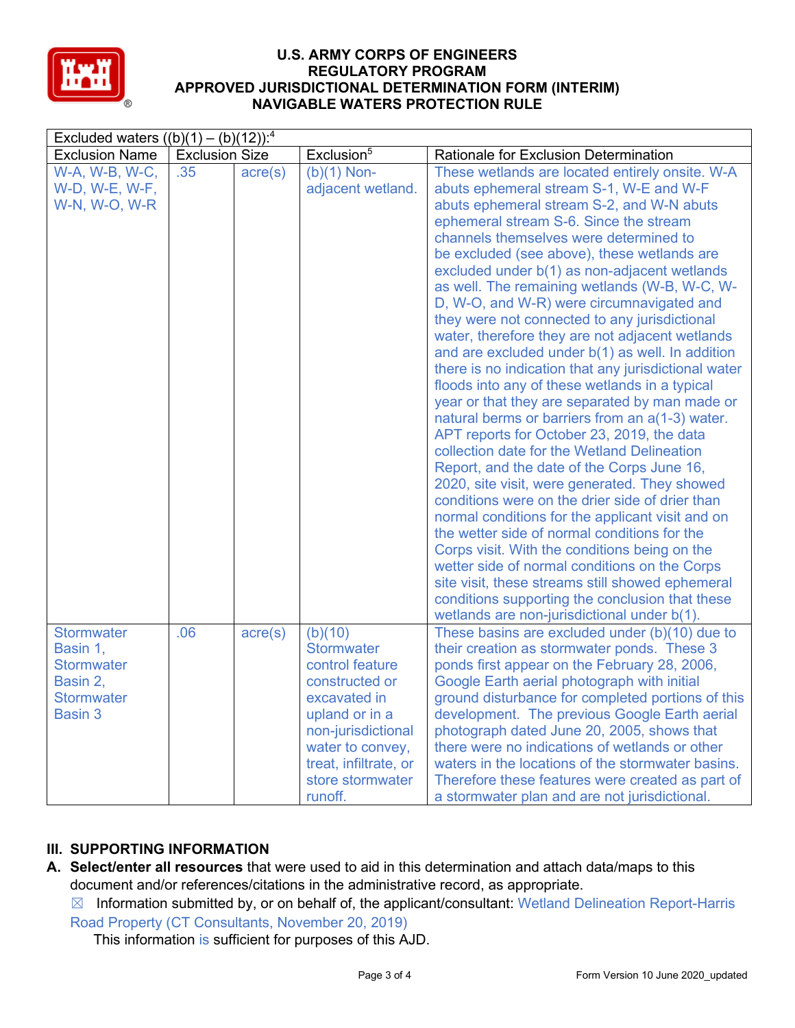# U.S. ARMY CORPS OF ENGINEERS
## REGULATORY PROGRAM
## APPROVED JURISDICTIONAL DETERMINATION FORM (INTERIM)
## NAVIGABLE WATERS PROTECTION RULE

| Excluded waters ((b)(1) – (b)(12)):[4] | | | | |
|---|---|---|---|---|
| Exclusion Name | Exclusion Size | | Exclusion[5] | Rationale for Exclusion Determination |
| W-A, W-B, W-C, W-D, W-E, W-F, W-N, W-O, W-R | .35 | acre(s) | (b)(1) Non-adjacent wetland. | These wetlands are located entirely onsite. W-A abuts ephemeral stream S-1, W-E and W-F abuts ephemeral stream S-2, and W-N abuts ephemeral stream S-6. Since the stream channels themselves were determined to be excluded (see above), these wetlands are excluded under b(1) as non-adjacent wetlands as well. The remaining wetlands (W-B, W-C, W-D, W-O, and W-R) were circumnavigated and they were not connected to any jurisdictional water, therefore they are not adjacent wetlands and are excluded under b(1) as well. In addition there is no indication that any jurisdictional water floods into any of these wetlands in a typical year or that they are separated by man made or natural berms or barriers from an a(1-3) water. APT reports for October 23, 2019, the data collection date for the Wetland Delineation Report, and the date of the Corps June 16, 2020, site visit, were generated. They showed conditions were on the drier side of drier than normal conditions for the applicant visit and on the wetter side of normal conditions for the Corps visit. With the conditions being on the wetter side of normal conditions on the Corps site visit, these streams still showed ephemeral conditions supporting the conclusion that these wetlands are non-jurisdictional under b(1). |
| Stormwater Basin 1, Stormwater Basin 2, Stormwater Basin 3 | .06 | acre(s) | (b)(10) Stormwater control feature constructed or excavated in upland or in a non-jurisdictional water to convey, treat, infiltrate, or store stormwater runoff. | These basins are excluded under (b)(10) due to their creation as stormwater ponds. These 3 ponds first appear on the February 28, 2006, Google Earth aerial photograph with initial ground disturbance for completed portions of this development. The previous Google Earth aerial photograph dated June 20, 2005, shows that there were no indications of wetlands or other waters in the locations of the stormwater basins. Therefore these features were created as part of a stormwater plan and are not jurisdictional. |

## III. SUPPORTING INFORMATION

**A. Select/enter all resources** that were used to aid in this determination and attach data/maps to this document and/or references/citations in the administrative record, as appropriate.

☒ Information submitted by, or on behalf of, the applicant/consultant: Wetland Delineation Report-Harris Road Property (CT Consultants, November 20, 2019)

This information is sufficient for purposes of this AJD.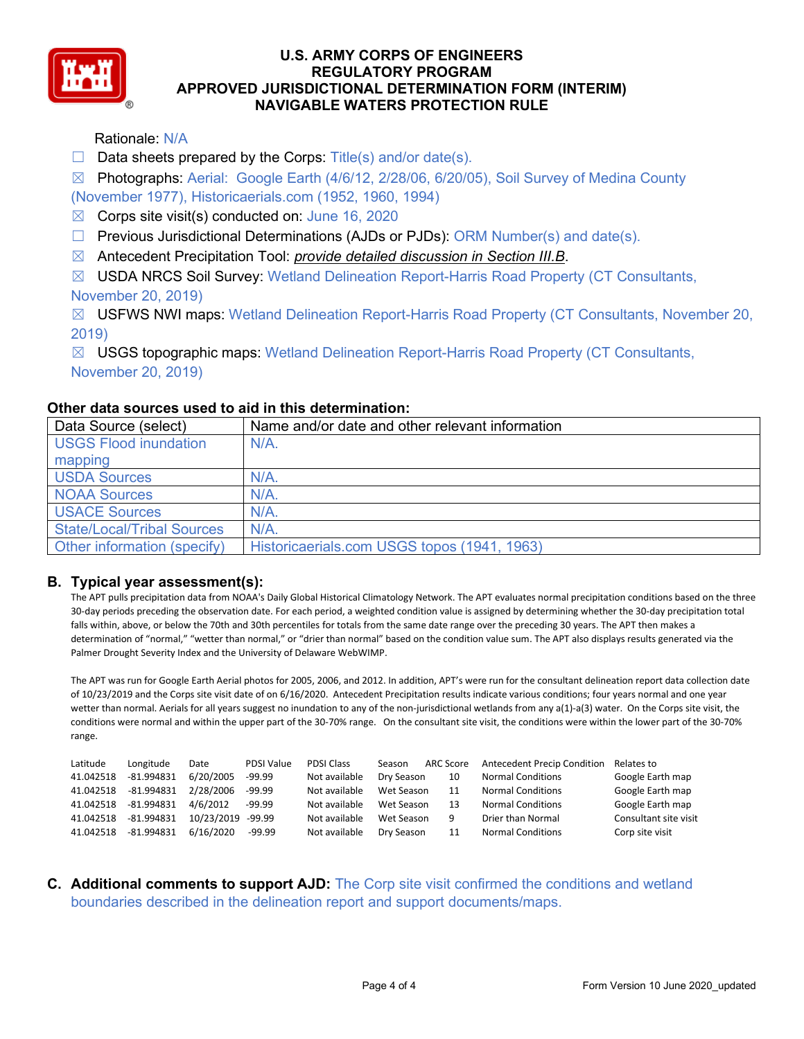Rationale: N/A

☐ Data sheets prepared by the Corps: Title(s) and/or date(s).

☒ Photographs: Aerial: Google Earth (4/6/12, 2/28/06, 6/20/05), Soil Survey of Medina County (November 1977), Historicaerials.com (1952, 1960, 1994)

☒ Corps site visit(s) conducted on: June 16, 2020

☐ Previous Jurisdictional Determinations (AJDs or PJDs): ORM Number(s) and date(s).

☒ Antecedent Precipitation Tool: *provide detailed discussion in Section III.B*.

☒ USDA NRCS Soil Survey: Wetland Delineation Report-Harris Road Property (CT Consultants, November 20, 2019)

☒ USFWS NWI maps: Wetland Delineation Report-Harris Road Property (CT Consultants, November 20, 2019)

☒ USGS topographic maps: Wetland Delineation Report-Harris Road Property (CT Consultants, November 20, 2019)

### Other data sources used to aid in this determination:

| Data Source (select) | Name and/or date and other relevant information |
|---|---|
| USGS Flood inundation mapping | N/A. |
| USDA Sources | N/A. |
| NOAA Sources | N/A. |
| USACE Sources | N/A. |
| State/Local/Tribal Sources | N/A. |
| Other information (specify) | Historicaerials.com USGS topos (1941, 1963) |

## B. Typical year assessment(s):

The APT pulls precipitation data from NOAA's Daily Global Historical Climatology Network. The APT evaluates normal precipitation conditions based on the three 30-day periods preceding the observation date. For each period, a weighted condition value is assigned by determining whether the 30-day precipitation total falls within, above, or below the 70th and 30th percentiles for totals from the same date range over the preceding 30 years. The APT then makes a determination of "normal," "wetter than normal," or "drier than normal" based on the condition value sum. The APT also displays results generated via the Palmer Drought Severity Index and the University of Delaware WebWIMP.

The APT was run for Google Earth Aerial photos for 2005, 2006, and 2012. In addition, APT's were run for the consultant delineation report data collection date of 10/23/2019 and the Corps site visit date of on 6/16/2020. Antecedent Precipitation results indicate various conditions; four years normal and one year wetter than normal. Aerials for all years suggest no inundation to any of the non-jurisdictional wetlands from any a(1)-a(3) water. On the Corps site visit, the conditions were normal and within the upper part of the 30-70% range. On the consultant site visit, the conditions were within the lower part of the 30-70% range.

| Latitude | Longitude | Date | PDSI Value | PDSI Class | Season | ARC Score | Antecedent Precip Condition | Relates to |
|---|---|---|---|---|---|---|---|---|
| 41.042518 | -81.994831 | 6/20/2005 | -99.99 | Not available | Dry Season | 10 | Normal Conditions | Google Earth map |
| 41.042518 | -81.994831 | 2/28/2006 | -99.99 | Not available | Wet Season | 11 | Normal Conditions | Google Earth map |
| 41.042518 | -81.994831 | 4/6/2012 | -99.99 | Not available | Wet Season | 13 | Normal Conditions | Google Earth map |
| 41.042518 | -81.994831 | 10/23/2019 | -99.99 | Not available | Wet Season | 9 | Drier than Normal | Consultant site visit |
| 41.042518 | -81.994831 | 6/16/2020 | -99.99 | Not available | Dry Season | 11 | Normal Conditions | Corp site visit |

## C. Additional comments to support AJD: 
The Corp site visit confirmed the conditions and wetland boundaries described in the delineation report and support documents/maps.